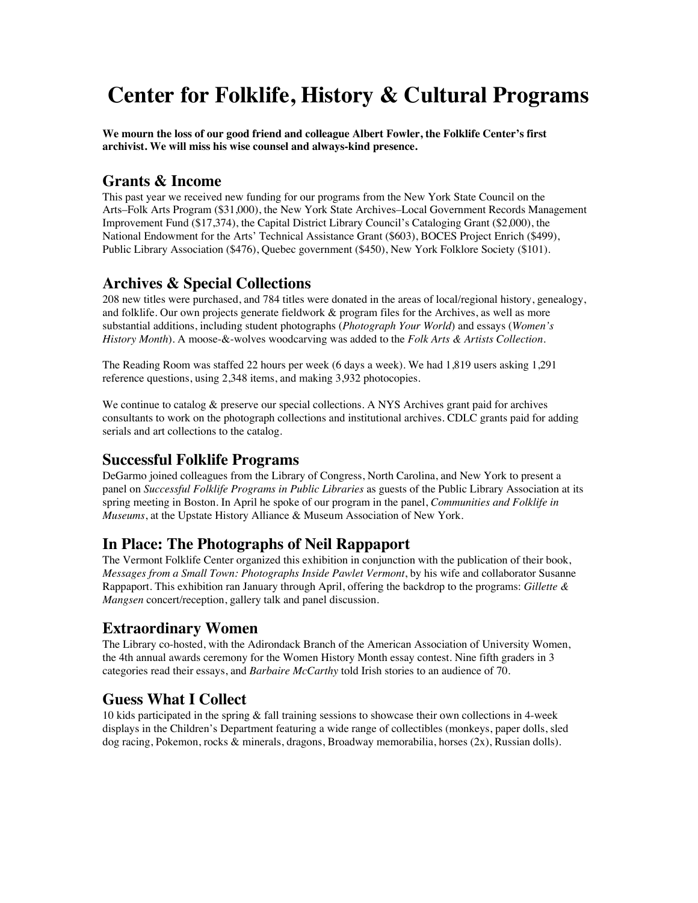# Center for Folklife, History & Cultural Programs

**We mourn the loss of our good friend and colleague Albert Fowler, the Folklife Center's first archivist. We will miss his wise counsel and always-kind presence.**

## Grants & Income

This past year we received new funding for our programs from the New York State Council on the Arts–Folk Arts Program ($31,000), the New York State Archives–Local Government Records Management Improvement Fund ($17,374), the Capital District Library Council's Cataloging Grant ($2,000), the National Endowment for the Arts' Technical Assistance Grant ($603), BOCES Project Enrich ($499), Public Library Association ($476), Quebec government ($450), New York Folklore Society ($101).

## Archives & Special Collections

208 new titles were purchased, and 784 titles were donated in the areas of local/regional history, genealogy, and folklife. Our own projects generate fieldwork & program files for the Archives, as well as more substantial additions, including student photographs (*Photograph Your World*) and essays (*Women's History Month*). A moose-&-wolves woodcarving was added to the *Folk Arts & Artists Collection*.

The Reading Room was staffed 22 hours per week (6 days a week). We had 1,819 users asking 1,291 reference questions, using 2,348 items, and making 3,932 photocopies.

We continue to catalog & preserve our special collections. A NYS Archives grant paid for archives consultants to work on the photograph collections and institutional archives. CDLC grants paid for adding serials and art collections to the catalog.

## Successful Folklife Programs

DeGarmo joined colleagues from the Library of Congress, North Carolina, and New York to present a panel on *Successful Folklife Programs in Public Libraries* as guests of the Public Library Association at its spring meeting in Boston. In April he spoke of our program in the panel, *Communities and Folklife in Museums*, at the Upstate History Alliance & Museum Association of New York.

## In Place: The Photographs of Neil Rappaport

The Vermont Folklife Center organized this exhibition in conjunction with the publication of their book, *Messages from a Small Town: Photographs Inside Pawlet Vermont*, by his wife and collaborator Susanne Rappaport. This exhibition ran January through April, offering the backdrop to the programs: *Gillette & Mangsen* concert/reception, gallery talk and panel discussion.

## Extraordinary Women

The Library co-hosted, with the Adirondack Branch of the American Association of University Women, the 4th annual awards ceremony for the Women History Month essay contest. Nine fifth graders in 3 categories read their essays, and *Barbaire McCarthy* told Irish stories to an audience of 70.

## Guess What I Collect

10 kids participated in the spring & fall training sessions to showcase their own collections in 4-week displays in the Children's Department featuring a wide range of collectibles (monkeys, paper dolls, sled dog racing, Pokemon, rocks & minerals, dragons, Broadway memorabilia, horses (2x), Russian dolls).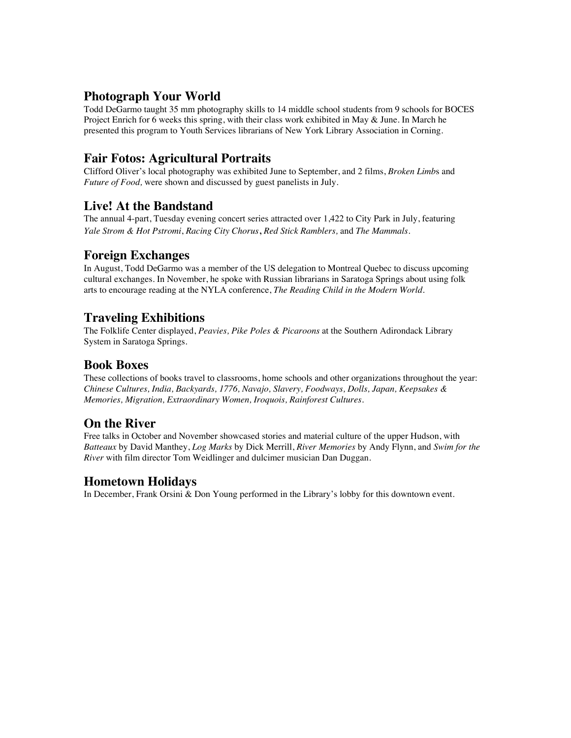## Photograph Your World

Todd DeGarmo taught 35 mm photography skills to 14 middle school students from 9 schools for BOCES Project Enrich for 6 weeks this spring, with their class work exhibited in May & June. In March he presented this program to Youth Services librarians of New York Library Association in Corning.

## Fair Fotos: Agricultural Portraits

Clifford Oliver's local photography was exhibited June to September, and 2 films, *Broken Limb*s and *Future of Food,* were shown and discussed by guest panelists in July.

## Live! At the Bandstand

The annual 4-part, Tuesday evening concert series attracted over 1,422 to City Park in July, featuring *Yale Strom & Hot Pstromi*, *Racing City Chorus*, *Red Stick Ramblers,* and *The Mammals.*

## Foreign Exchanges

In August, Todd DeGarmo was a member of the US delegation to Montreal Quebec to discuss upcoming cultural exchanges. In November, he spoke with Russian librarians in Saratoga Springs about using folk arts to encourage reading at the NYLA conference, *The Reading Child in the Modern World.*

## Traveling Exhibitions

The Folklife Center displayed, *Peavies, Pike Poles & Picaroons* at the Southern Adirondack Library System in Saratoga Springs.

## Book Boxes

These collections of books travel to classrooms, home schools and other organizations throughout the year: *Chinese Cultures, India, Backyards, 1776, Navajo, Slavery, Foodways, Dolls, Japan, Keepsakes & Memories, Migration, Extraordinary Women, Iroquois, Rainforest Cultures.*

## On the River

Free talks in October and November showcased stories and material culture of the upper Hudson, with *Batteaux* by David Manthey, *Log Marks* by Dick Merrill, *River Memories* by Andy Flynn, and *Swim for the River* with film director Tom Weidlinger and dulcimer musician Dan Duggan.

## Hometown Holidays

In December, Frank Orsini & Don Young performed in the Library's lobby for this downtown event.